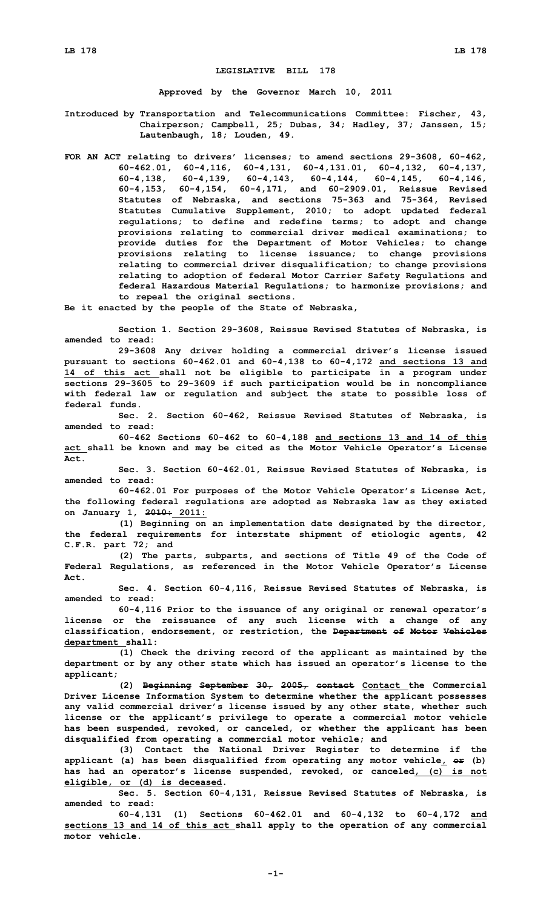# LEGISLATIVE BILL 178

**Approved by the Governor March 10, 2011**

**Introduced by Transportation and Telecommunications Committee: Fischer, 43, Chairperson; Campbell, 25; Dubas, 34; Hadley, 37; Janssen, 15; Lautenbaugh, 18; Louden, 49.**

**FOR AN ACT relating to drivers' licenses; to amend sections 29-3608, 60-462, 60-462.01, 60-4,116, 60-4,131, 60-4,131.01, 60-4,132, 60-4,137, 60-4,138, 60-4,139, 60-4,143, 60-4,144, 60-4,145, 60-4,146, 60-4,153, 60-4,154, 60-4,171, and 60-2909.01, Reissue Revised Statutes of Nebraska, and sections 75-363 and 75-364, Revised Statutes Cumulative Supplement, 2010; to adopt updated federal regulations; to define and redefine terms; to adopt and change provisions relating to commercial driver medical examinations; to provide duties for the Department of Motor Vehicles; to change provisions relating to license issuance; to change provisions relating to commercial driver disqualification; to change provisions relating to adoption of federal Motor Carrier Safety Regulations and federal Hazardous Material Regulations; to harmonize provisions; and to repeal the original sections.**

**Be it enacted by the people of the State of Nebraska,**

**Section 1. Section 29-3608, Reissue Revised Statutes of Nebraska, is amended to read:**

**29-3608 Any driver holding a commercial driver's license issued pursuant to sections 60-462.01 and 60-4,138 to 60-4,172 and sections 13 and 14 of this act shall not be eligible to participate in a program under sections 29-3605 to 29-3609 if such participation would be in noncompliance with federal law or regulation and subject the state to possible loss of federal funds.**

**Sec. 2. Section 60-462, Reissue Revised Statutes of Nebraska, is amended to read:**

**60-462 Sections 60-462 to 60-4,188 and sections 13 and 14 of this act shall be known and may be cited as the Motor Vehicle Operator's License Act.**

**Sec. 3. Section 60-462.01, Reissue Revised Statutes of Nebraska, is amended to read:**

**60-462.01 For purposes of the Motor Vehicle Operator's License Act, the following federal regulations are adopted as Nebraska law as they existed on January 1, ~~2010:~~ 2011:**

**(1) Beginning on an implementation date designated by the director, the federal requirements for interstate shipment of etiologic agents, 42 C.F.R. part 72; and**

**(2) The parts, subparts, and sections of Title 49 of the Code of Federal Regulations, as referenced in the Motor Vehicle Operator's License Act.**

**Sec. 4. Section 60-4,116, Reissue Revised Statutes of Nebraska, is amended to read:**

**60-4,116 Prior to the issuance of any original or renewal operator's license or the reissuance of any such license with a change of any classification, endorsement, or restriction, the ~~Department of Motor Vehicles~~ department shall:**

**(1) Check the driving record of the applicant as maintained by the department or by any other state which has issued an operator's license to the applicant;**

**(2) ~~Beginning September 30, 2005, contact~~ Contact the Commercial Driver License Information System to determine whether the applicant possesses any valid commercial driver's license issued by any other state, whether such license or the applicant's privilege to operate a commercial motor vehicle has been suspended, revoked, or canceled, or whether the applicant has been disqualified from operating a commercial motor vehicle; and**

**(3) Contact the National Driver Register to determine if the applicant (a) has been disqualified from operating any motor vehicle, ~~or~~ (b) has had an operator's license suspended, revoked, or canceled, (c) is not eligible, or (d) is deceased.**

**Sec. 5. Section 60-4,131, Reissue Revised Statutes of Nebraska, is amended to read:**

**60-4,131 (1) Sections 60-462.01 and 60-4,132 to 60-4,172 and sections 13 and 14 of this act shall apply to the operation of any commercial motor vehicle.**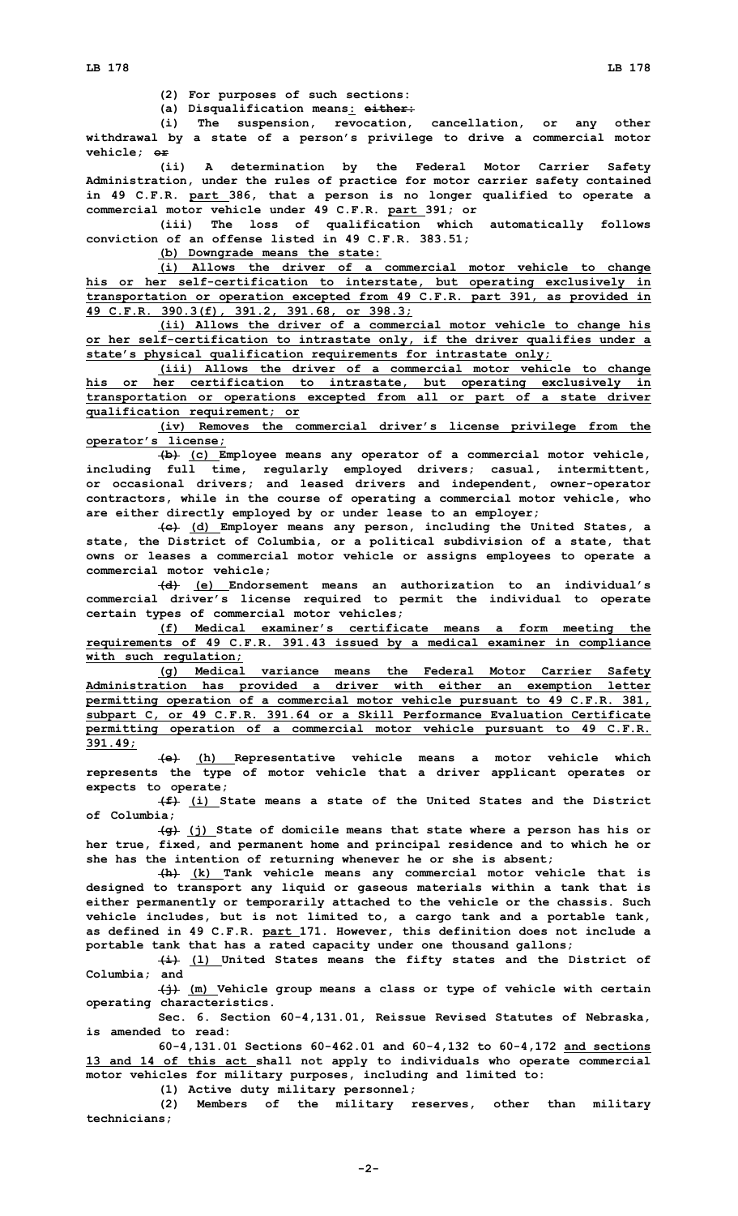(2) For purposes of such sections:

(a) Disqualification means: ~~either:~~

(i) The suspension, revocation, cancellation, or any other withdrawal by a state of a person's privilege to drive a commercial motor vehicle; ~~or~~

(ii) A determination by the Federal Motor Carrier Safety Administration, under the rules of practice for motor carrier safety contained in 49 C.F.R. part 386, that a person is no longer qualified to operate a commercial motor vehicle under 49 C.F.R. part 391; or

(iii) The loss of qualification which automatically follows conviction of an offense listed in 49 C.F.R. 383.51;

(b) Downgrade means the state:

(i) Allows the driver of a commercial motor vehicle to change his or her self-certification to interstate, but operating exclusively in transportation or operation excepted from 49 C.F.R. part 391, as provided in 49 C.F.R. 390.3(f), 391.2, 391.68, or 398.3;

(ii) Allows the driver of a commercial motor vehicle to change his or her self-certification to intrastate only, if the driver qualifies under a state's physical qualification requirements for intrastate only;

(iii) Allows the driver of a commercial motor vehicle to change his or her certification to intrastate, but operating exclusively in transportation or operations excepted from all or part of a state driver qualification requirement; or

(iv) Removes the commercial driver's license privilege from the operator's license;

~~(b)~~ (c) Employee means any operator of a commercial motor vehicle, including full time, regularly employed drivers; casual, intermittent, or occasional drivers; and leased drivers and independent, owner-operator contractors, while in the course of operating a commercial motor vehicle, who are either directly employed by or under lease to an employer;

~~(c)~~ (d) Employer means any person, including the United States, a state, the District of Columbia, or a political subdivision of a state, that owns or leases a commercial motor vehicle or assigns employees to operate a commercial motor vehicle;

~~(d)~~ (e) Endorsement means an authorization to an individual's commercial driver's license required to permit the individual to operate certain types of commercial motor vehicles;

(f) Medical examiner's certificate means a form meeting the requirements of 49 C.F.R. 391.43 issued by a medical examiner in compliance with such regulation;

(g) Medical variance means the Federal Motor Carrier Safety Administration has provided a driver with either an exemption letter permitting operation of a commercial motor vehicle pursuant to 49 C.F.R. 381, subpart C, or 49 C.F.R. 391.64 or a Skill Performance Evaluation Certificate permitting operation of a commercial motor vehicle pursuant to 49 C.F.R. 391.49;

~~(e)~~ (h) Representative vehicle means a motor vehicle which represents the type of motor vehicle that a driver applicant operates or expects to operate;

~~(f)~~ (i) State means a state of the United States and the District of Columbia;

~~(g)~~ (j) State of domicile means that state where a person has his or her true, fixed, and permanent home and principal residence and to which he or she has the intention of returning whenever he or she is absent;

~~(h)~~ (k) Tank vehicle means any commercial motor vehicle that is designed to transport any liquid or gaseous materials within a tank that is either permanently or temporarily attached to the vehicle or the chassis. Such vehicle includes, but is not limited to, a cargo tank and a portable tank, as defined in 49 C.F.R. part 171. However, this definition does not include a portable tank that has a rated capacity under one thousand gallons;

~~(i)~~ (l) United States means the fifty states and the District of Columbia; and

~~(j)~~ (m) Vehicle group means a class or type of vehicle with certain operating characteristics.

Sec. 6. Section 60-4,131.01, Reissue Revised Statutes of Nebraska, is amended to read:

60-4,131.01 Sections 60-462.01 and 60-4,132 to 60-4,172 and sections 13 and 14 of this act shall not apply to individuals who operate commercial motor vehicles for military purposes, including and limited to:

(1) Active duty military personnel;

(2) Members of the military reserves, other than military technicians;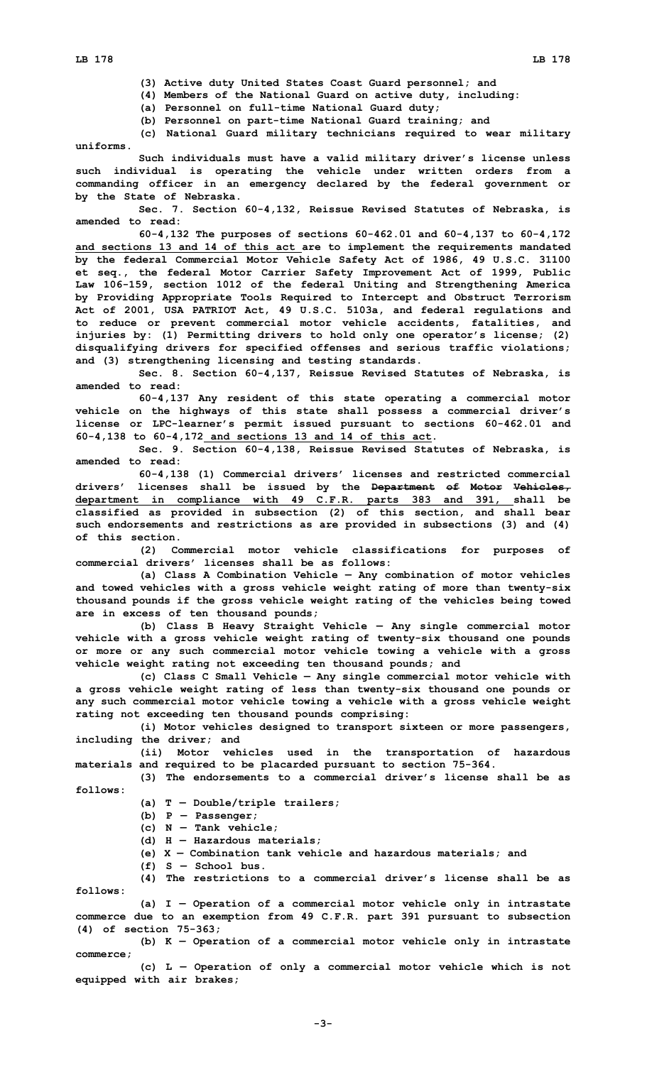(3) Active duty United States Coast Guard personnel; and

(4) Members of the National Guard on active duty, including:

(a) Personnel on full-time National Guard duty;

(b) Personnel on part-time National Guard training; and

(c) National Guard military technicians required to wear military uniforms.

Such individuals must have a valid military driver's license unless such individual is operating the vehicle under written orders from a commanding officer in an emergency declared by the federal government or by the State of Nebraska.

Sec. 7. Section 60-4,132, Reissue Revised Statutes of Nebraska, is amended to read:

60-4,132 The purposes of sections 60-462.01 and 60-4,137 to 60-4,172 and sections 13 and 14 of this act are to implement the requirements mandated by the federal Commercial Motor Vehicle Safety Act of 1986, 49 U.S.C. 31100 et seq., the federal Motor Carrier Safety Improvement Act of 1999, Public Law 106-159, section 1012 of the federal Uniting and Strengthening America by Providing Appropriate Tools Required to Intercept and Obstruct Terrorism Act of 2001, USA PATRIOT Act, 49 U.S.C. 5103a, and federal regulations and to reduce or prevent commercial motor vehicle accidents, fatalities, and injuries by: (1) Permitting drivers to hold only one operator's license; (2) disqualifying drivers for specified offenses and serious traffic violations; and (3) strengthening licensing and testing standards.

Sec. 8. Section 60-4,137, Reissue Revised Statutes of Nebraska, is amended to read:

60-4,137 Any resident of this state operating a commercial motor vehicle on the highways of this state shall possess a commercial driver's license or LPC-learner's permit issued pursuant to sections 60-462.01 and 60-4,138 to 60-4,172 and sections 13 and 14 of this act.

Sec. 9. Section 60-4,138, Reissue Revised Statutes of Nebraska, is amended to read:

60-4,138 (1) Commercial drivers' licenses and restricted commercial drivers' licenses shall be issued by the ~~Department of Motor Vehicles,~~ department in compliance with 49 C.F.R. parts 383 and 391, shall be classified as provided in subsection (2) of this section, and shall bear such endorsements and restrictions as are provided in subsections (3) and (4) of this section.

(2) Commercial motor vehicle classifications for purposes of commercial drivers' licenses shall be as follows:

(a) Class A Combination Vehicle — Any combination of motor vehicles and towed vehicles with a gross vehicle weight rating of more than twenty-six thousand pounds if the gross vehicle weight rating of the vehicles being towed are in excess of ten thousand pounds;

(b) Class B Heavy Straight Vehicle — Any single commercial motor vehicle with a gross vehicle weight rating of twenty-six thousand one pounds or more or any such commercial motor vehicle towing a vehicle with a gross vehicle weight rating not exceeding ten thousand pounds; and

(c) Class C Small Vehicle — Any single commercial motor vehicle with a gross vehicle weight rating of less than twenty-six thousand one pounds or any such commercial motor vehicle towing a vehicle with a gross vehicle weight rating not exceeding ten thousand pounds comprising:

(i) Motor vehicles designed to transport sixteen or more passengers, including the driver; and

(ii) Motor vehicles used in the transportation of hazardous materials and required to be placarded pursuant to section 75-364.

(3) The endorsements to a commercial driver's license shall be as follows:

(a) T — Double/triple trailers;

(b) P — Passenger;

(c) N — Tank vehicle;

(d) H — Hazardous materials;

(e) X — Combination tank vehicle and hazardous materials; and

(f) S — School bus.

(4) The restrictions to a commercial driver's license shall be as follows:

(a) I — Operation of a commercial motor vehicle only in intrastate commerce due to an exemption from 49 C.F.R. part 391 pursuant to subsection (4) of section 75-363;

(b) K — Operation of a commercial motor vehicle only in intrastate commerce;

(c) L — Operation of only a commercial motor vehicle which is not equipped with air brakes;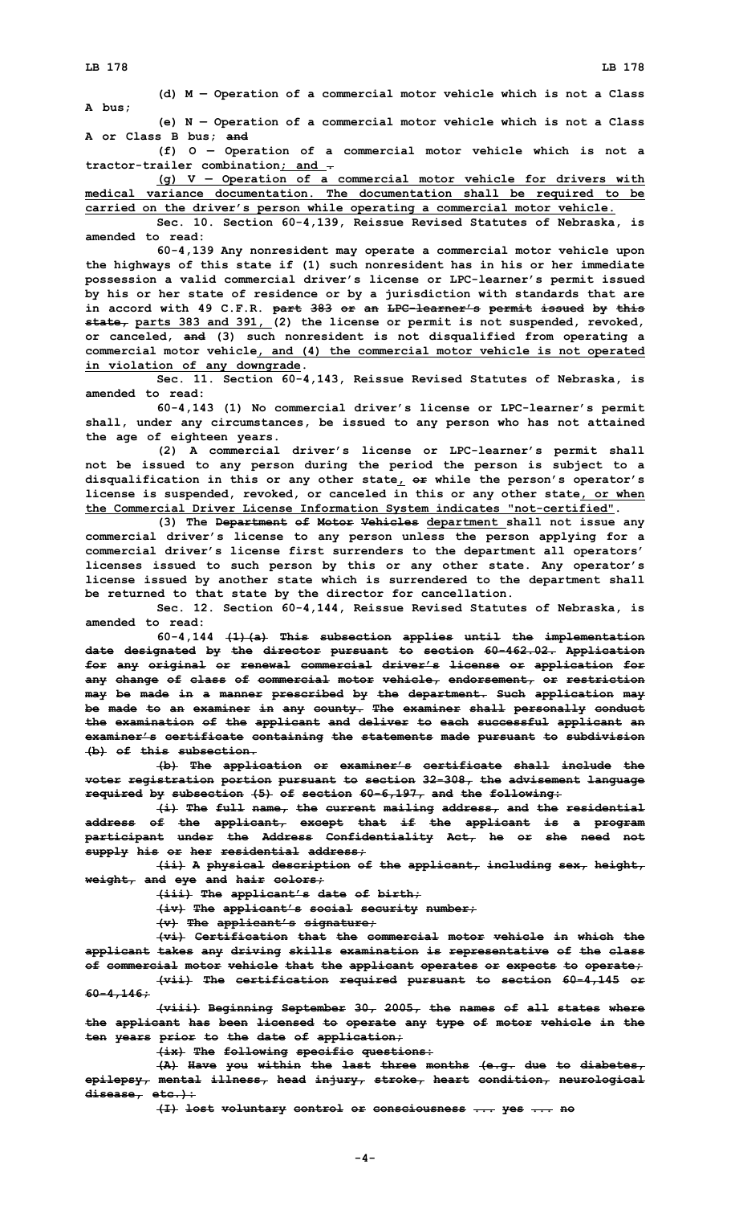**(d) M — Operation of a commercial motor vehicle which is not a Class A bus;**

**(e) N — Operation of a commercial motor vehicle which is not a Class A or Class B bus; ~~and~~**

**(f) O — Operation of a commercial motor vehicle which is not a tractor-trailer combination; and ~~.~~**

**(g) V — Operation of a commercial motor vehicle for drivers with medical variance documentation. The documentation shall be required to be carried on the driver's person while operating a commercial motor vehicle.**

**Sec. 10. Section 60-4,139, Reissue Revised Statutes of Nebraska, is amended to read:**

**60-4,139 Any nonresident may operate a commercial motor vehicle upon the highways of this state if (1) such nonresident has in his or her immediate possession a valid commercial driver's license or LPC-learner's permit issued by his or her state of residence or by a jurisdiction with standards that are in accord with 49 C.F.R. ~~part 383 or an LPC-learner's permit issued by this state,~~ parts 383 and 391, (2) the license or permit is not suspended, revoked, or canceled, ~~and~~ (3) such nonresident is not disqualified from operating a commercial motor vehicle, and (4) the commercial motor vehicle is not operated in violation of any downgrade.**

**Sec. 11. Section 60-4,143, Reissue Revised Statutes of Nebraska, is amended to read:**

**60-4,143 (1) No commercial driver's license or LPC-learner's permit shall, under any circumstances, be issued to any person who has not attained the age of eighteen years.**

**(2) A commercial driver's license or LPC-learner's permit shall not be issued to any person during the period the person is subject to a disqualification in this or any other state, ~~or~~ while the person's operator's license is suspended, revoked, or canceled in this or any other state, or when the Commercial Driver License Information System indicates "not-certified".**

**(3) The ~~Department of Motor Vehicles~~ department shall not issue any commercial driver's license to any person unless the person applying for a commercial driver's license first surrenders to the department all operators' licenses issued to such person by this or any other state. Any operator's license issued by another state which is surrendered to the department shall be returned to that state by the director for cancellation.**

**Sec. 12. Section 60-4,144, Reissue Revised Statutes of Nebraska, is amended to read:**

**60-4,144 ~~(1)(a) This subsection applies until the implementation date designated by the director pursuant to section 60-462.02. Application for any original or renewal commercial driver's license or application for any change of class of commercial motor vehicle, endorsement, or restriction may be made in a manner prescribed by the department. Such application may be made to an examiner in any county. The examiner shall personally conduct the examination of the applicant and deliver to each successful applicant an examiner's certificate containing the statements made pursuant to subdivision (b) of this subsection.~~**

**~~(b) The application or examiner's certificate shall include the voter registration portion pursuant to section 32-308, the advisement language required by subsection (5) of section 60-6,197, and the following:~~**

**~~(i) The full name, the current mailing address, and the residential address of the applicant, except that if the applicant is a program participant under the Address Confidentiality Act, he or she need not supply his or her residential address;~~**

**~~(ii) A physical description of the applicant, including sex, height, weight, and eye and hair colors;~~**

**~~(iii) The applicant's date of birth;~~**

**~~(iv) The applicant's social security number;~~**

**~~(v) The applicant's signature;~~**

**~~(vi) Certification that the commercial motor vehicle in which the applicant takes any driving skills examination is representative of the class of commercial motor vehicle that the applicant operates or expects to operate;~~**

**~~(vii) The certification required pursuant to section 60-4,145 or 60-4,146;~~**

**~~(viii) Beginning September 30, 2005, the names of all states where the applicant has been licensed to operate any type of motor vehicle in the ten years prior to the date of application;~~**

**~~(ix) The following specific questions:~~**

**~~(A) Have you within the last three months (e.g. due to diabetes, epilepsy, mental illness, head injury, stroke, heart condition, neurological disease, etc.):~~**

**~~(I) lost voluntary control or consciousness ... yes ... no~~**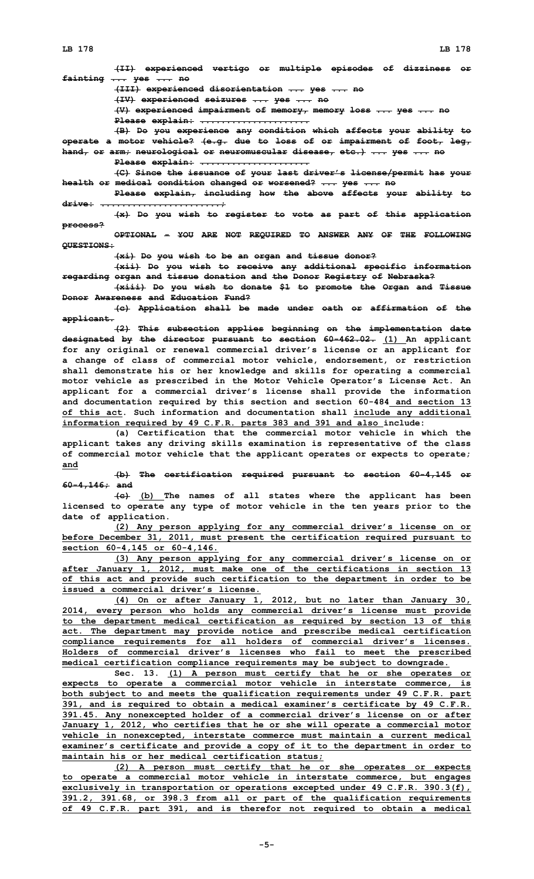~~(II) experienced vertigo or multiple episodes of dizziness or fainting ... yes ... no~~

~~(III) experienced disorientation ... yes ... no~~

~~(IV) experienced seizures ... yes ... no~~

~~(V) experienced impairment of memory, memory loss ... yes ... no~~

~~Please explain: ......................~~

~~(B) Do you experience any condition which affects your ability to operate a motor vehicle? (e.g. due to loss of or impairment of foot, leg, hand, or arm; neurological or neuromuscular disease, etc.) ... yes ... no~~

~~Please explain: ......................~~

~~(C) Since the issuance of your last driver's license/permit has your health or medical condition changed or worsened? ... yes ... no~~

~~Please explain, including how the above affects your ability to drive: ........................;~~

~~(x) Do you wish to register to vote as part of this application process?~~

~~OPTIONAL - YOU ARE NOT REQUIRED TO ANSWER ANY OF THE FOLLOWING QUESTIONS:~~

~~(xi) Do you wish to be an organ and tissue donor?~~

~~(xii) Do you wish to receive any additional specific information regarding organ and tissue donation and the Donor Registry of Nebraska?~~

~~(xiii) Do you wish to donate $1 to promote the Organ and Tissue Donor Awareness and Education Fund?~~

~~(c) Application shall be made under oath or affirmation of the applicant.~~

~~(2) This subsection applies beginning on the implementation date designated by the director pursuant to section 60-462.02.~~ <u>(1)</u> An applicant for any original or renewal commercial driver's license or an applicant for a change of class of commercial motor vehicle, endorsement, or restriction shall demonstrate his or her knowledge and skills for operating a commercial motor vehicle as prescribed in the Motor Vehicle Operator's License Act. An applicant for a commercial driver's license shall provide the information and documentation required by this section and section 60-484 <u>and section 13 of this act</u>. Such information and documentation shall <u>include any additional information required by 49 C.F.R. parts 383 and 391 and also</u> include:

(a) Certification that the commercial motor vehicle in which the applicant takes any driving skills examination is representative of the class of commercial motor vehicle that the applicant operates or expects to operate; <u>and</u>

~~(b) The certification required pursuant to section 60-4,145 or 60-4,146; and~~

~~(c)~~ <u>(b)</u> The names of all states where the applicant has been licensed to operate any type of motor vehicle in the ten years prior to the date of application.

<u>(2) Any person applying for any commercial driver's license on or before December 31, 2011, must present the certification required pursuant to section 60-4,145 or 60-4,146.</u>

<u>(3) Any person applying for any commercial driver's license on or after January 1, 2012, must make one of the certifications in section 13 of this act and provide such certification to the department in order to be issued a commercial driver's license.</u>

<u>(4) On or after January 1, 2012, but no later than January 30, 2014, every person who holds any commercial driver's license must provide to the department medical certification as required by section 13 of this act. The department may provide notice and prescribe medical certification compliance requirements for all holders of commercial driver's licenses. Holders of commercial driver's licenses who fail to meet the prescribed medical certification compliance requirements may be subject to downgrade.</u>

Sec. 13. <u>(1) A person must certify that he or she operates or expects to operate a commercial motor vehicle in interstate commerce, is both subject to and meets the qualification requirements under 49 C.F.R. part 391, and is required to obtain a medical examiner's certificate by 49 C.F.R. 391.45. Any nonexcepted holder of a commercial driver's license on or after January 1, 2012, who certifies that he or she will operate a commercial motor vehicle in nonexcepted, interstate commerce must maintain a current medical examiner's certificate and provide a copy of it to the department in order to maintain his or her medical certification status;</u>

<u>(2) A person must certify that he or she operates or expects to operate a commercial motor vehicle in interstate commerce, but engages exclusively in transportation or operations excepted under 49 C.F.R. 390.3(f), 391.2, 391.68, or 398.3 from all or part of the qualification requirements of 49 C.F.R. part 391, and is therefor not required to obtain a medical</u>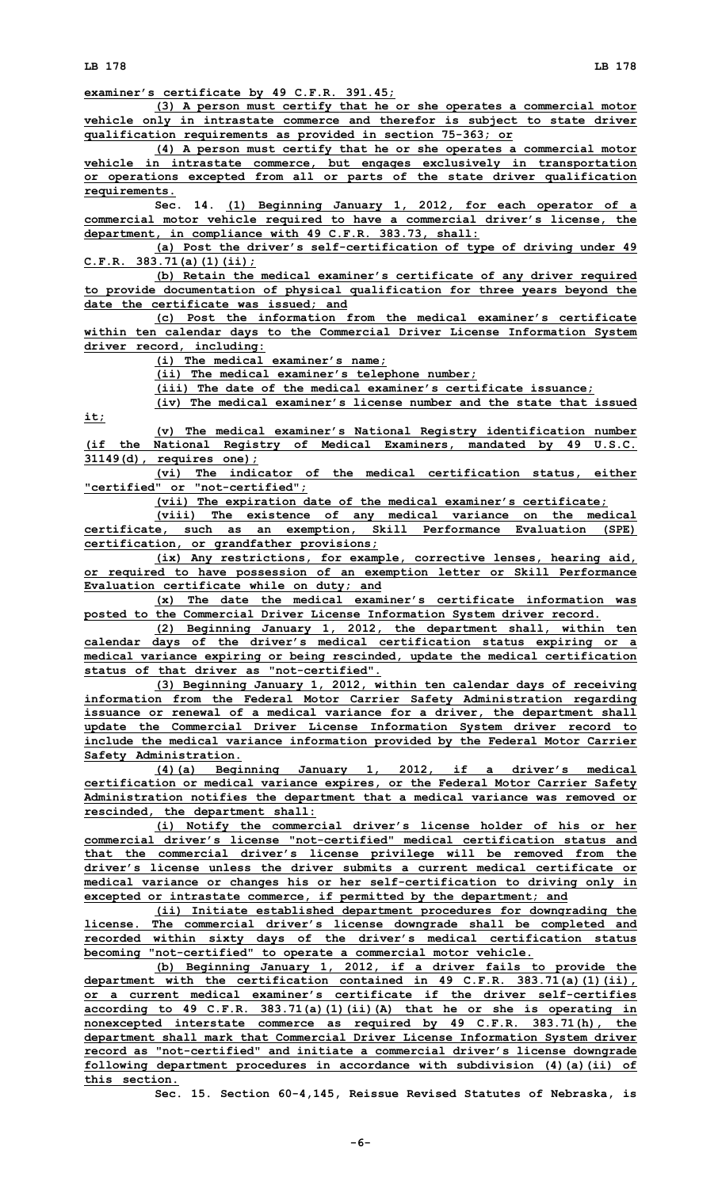examiner's certificate by 49 C.F.R. 391.45;

(3) A person must certify that he or she operates a commercial motor vehicle only in intrastate commerce and therefor is subject to state driver qualification requirements as provided in section 75-363; or

(4) A person must certify that he or she operates a commercial motor vehicle in intrastate commerce, but engages exclusively in transportation or operations excepted from all or parts of the state driver qualification requirements.

Sec. 14. (1) Beginning January 1, 2012, for each operator of a commercial motor vehicle required to have a commercial driver's license, the department, in compliance with 49 C.F.R. 383.73, shall:

(a) Post the driver's self-certification of type of driving under 49 C.F.R. 383.71(a)(1)(ii);

(b) Retain the medical examiner's certificate of any driver required to provide documentation of physical qualification for three years beyond the date the certificate was issued; and

(c) Post the information from the medical examiner's certificate within ten calendar days to the Commercial Driver License Information System driver record, including:

(i) The medical examiner's name;

(ii) The medical examiner's telephone number;

(iii) The date of the medical examiner's certificate issuance;

(iv) The medical examiner's license number and the state that issued it;

(v) The medical examiner's National Registry identification number (if the National Registry of Medical Examiners, mandated by 49 U.S.C. 31149(d), requires one);

(vi) The indicator of the medical certification status, either "certified" or "not-certified";

(vii) The expiration date of the medical examiner's certificate;

(viii) The existence of any medical variance on the medical certificate, such as an exemption, Skill Performance Evaluation (SPE) certification, or grandfather provisions;

(ix) Any restrictions, for example, corrective lenses, hearing aid, or required to have possession of an exemption letter or Skill Performance Evaluation certificate while on duty; and

(x) The date the medical examiner's certificate information was posted to the Commercial Driver License Information System driver record.

(2) Beginning January 1, 2012, the department shall, within ten calendar days of the driver's medical certification status expiring or a medical variance expiring or being rescinded, update the medical certification status of that driver as "not-certified".

(3) Beginning January 1, 2012, within ten calendar days of receiving information from the Federal Motor Carrier Safety Administration regarding issuance or renewal of a medical variance for a driver, the department shall update the Commercial Driver License Information System driver record to include the medical variance information provided by the Federal Motor Carrier Safety Administration.

(4)(a) Beginning January 1, 2012, if a driver's medical certification or medical variance expires, or the Federal Motor Carrier Safety Administration notifies the department that a medical variance was removed or rescinded, the department shall:

(i) Notify the commercial driver's license holder of his or her commercial driver's license "not-certified" medical certification status and that the commercial driver's license privilege will be removed from the driver's license unless the driver submits a current medical certificate or medical variance or changes his or her self-certification to driving only in excepted or intrastate commerce, if permitted by the department; and

(ii) Initiate established department procedures for downgrading the license. The commercial driver's license downgrade shall be completed and recorded within sixty days of the driver's medical certification status becoming "not-certified" to operate a commercial motor vehicle.

(b) Beginning January 1, 2012, if a driver fails to provide the department with the certification contained in 49 C.F.R. 383.71(a)(1)(ii), or a current medical examiner's certificate if the driver self-certifies according to 49 C.F.R. 383.71(a)(1)(ii)(A) that he or she is operating in nonexcepted interstate commerce as required by 49 C.F.R. 383.71(h), the department shall mark that Commercial Driver License Information System driver record as "not-certified" and initiate a commercial driver's license downgrade following department procedures in accordance with subdivision (4)(a)(ii) of this section.

Sec. 15. Section 60-4,145, Reissue Revised Statutes of Nebraska, is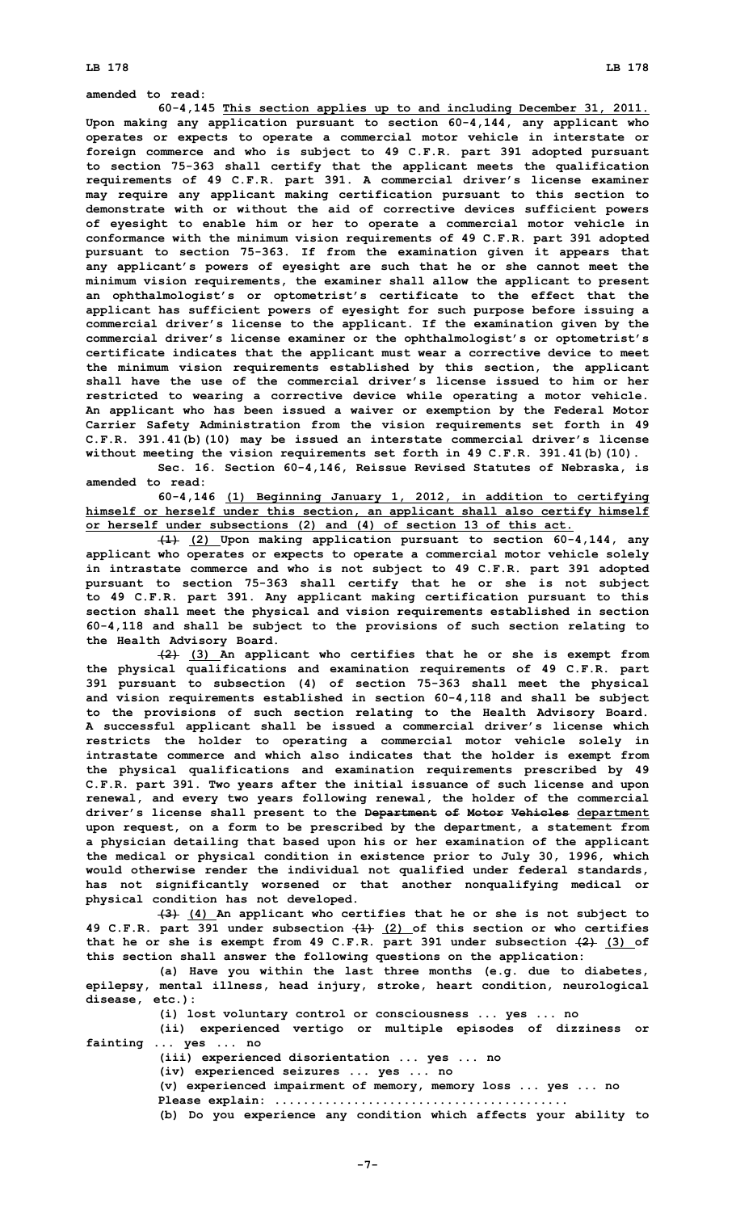amended to read:

60-4,145 This section applies up to and including December 31, 2011. Upon making any application pursuant to section 60-4,144, any applicant who operates or expects to operate a commercial motor vehicle in interstate or foreign commerce and who is subject to 49 C.F.R. part 391 adopted pursuant to section 75-363 shall certify that the applicant meets the qualification requirements of 49 C.F.R. part 391. A commercial driver's license examiner may require any applicant making certification pursuant to this section to demonstrate with or without the aid of corrective devices sufficient powers of eyesight to enable him or her to operate a commercial motor vehicle in conformance with the minimum vision requirements of 49 C.F.R. part 391 adopted pursuant to section 75-363. If from the examination given it appears that any applicant's powers of eyesight are such that he or she cannot meet the minimum vision requirements, the examiner shall allow the applicant to present an ophthalmologist's or optometrist's certificate to the effect that the applicant has sufficient powers of eyesight for such purpose before issuing a commercial driver's license to the applicant. If the examination given by the commercial driver's license examiner or the ophthalmologist's or optometrist's certificate indicates that the applicant must wear a corrective device to meet the minimum vision requirements established by this section, the applicant shall have the use of the commercial driver's license issued to him or her restricted to wearing a corrective device while operating a motor vehicle. An applicant who has been issued a waiver or exemption by the Federal Motor Carrier Safety Administration from the vision requirements set forth in 49 C.F.R. 391.41(b)(10) may be issued an interstate commercial driver's license without meeting the vision requirements set forth in 49 C.F.R. 391.41(b)(10).

Sec. 16. Section 60-4,146, Reissue Revised Statutes of Nebraska, is amended to read:

60-4,146 (1) Beginning January 1, 2012, in addition to certifying himself or herself under this section, an applicant shall also certify himself or herself under subsections (2) and (4) of section 13 of this act.

~~(1)~~ (2) Upon making application pursuant to section 60-4,144, any applicant who operates or expects to operate a commercial motor vehicle solely in intrastate commerce and who is not subject to 49 C.F.R. part 391 adopted pursuant to section 75-363 shall certify that he or she is not subject to 49 C.F.R. part 391. Any applicant making certification pursuant to this section shall meet the physical and vision requirements established in section 60-4,118 and shall be subject to the provisions of such section relating to the Health Advisory Board.

~~(2)~~ (3) An applicant who certifies that he or she is exempt from the physical qualifications and examination requirements of 49 C.F.R. part 391 pursuant to subsection (4) of section 75-363 shall meet the physical and vision requirements established in section 60-4,118 and shall be subject to the provisions of such section relating to the Health Advisory Board. A successful applicant shall be issued a commercial driver's license which restricts the holder to operating a commercial motor vehicle solely in intrastate commerce and which also indicates that the holder is exempt from the physical qualifications and examination requirements prescribed by 49 C.F.R. part 391. Two years after the initial issuance of such license and upon renewal, and every two years following renewal, the holder of the commercial driver's license shall present to the ~~Department of Motor Vehicles~~ department upon request, on a form to be prescribed by the department, a statement from a physician detailing that based upon his or her examination of the applicant the medical or physical condition in existence prior to July 30, 1996, which would otherwise render the individual not qualified under federal standards, has not significantly worsened or that another nonqualifying medical or physical condition has not developed.

~~(3)~~ (4) An applicant who certifies that he or she is not subject to 49 C.F.R. part 391 under subsection ~~(1)~~ (2) of this section or who certifies that he or she is exempt from 49 C.F.R. part 391 under subsection ~~(2)~~ (3) of this section shall answer the following questions on the application:

(a) Have you within the last three months (e.g. due to diabetes, epilepsy, mental illness, head injury, stroke, heart condition, neurological disease, etc.):

(i) lost voluntary control or consciousness ... yes ... no

(ii) experienced vertigo or multiple episodes of dizziness or fainting ... yes ... no

(iii) experienced disorientation ... yes ... no

(iv) experienced seizures ... yes ... no

(v) experienced impairment of memory, memory loss ... yes ... no

Please explain: .......................................

(b) Do you experience any condition which affects your ability to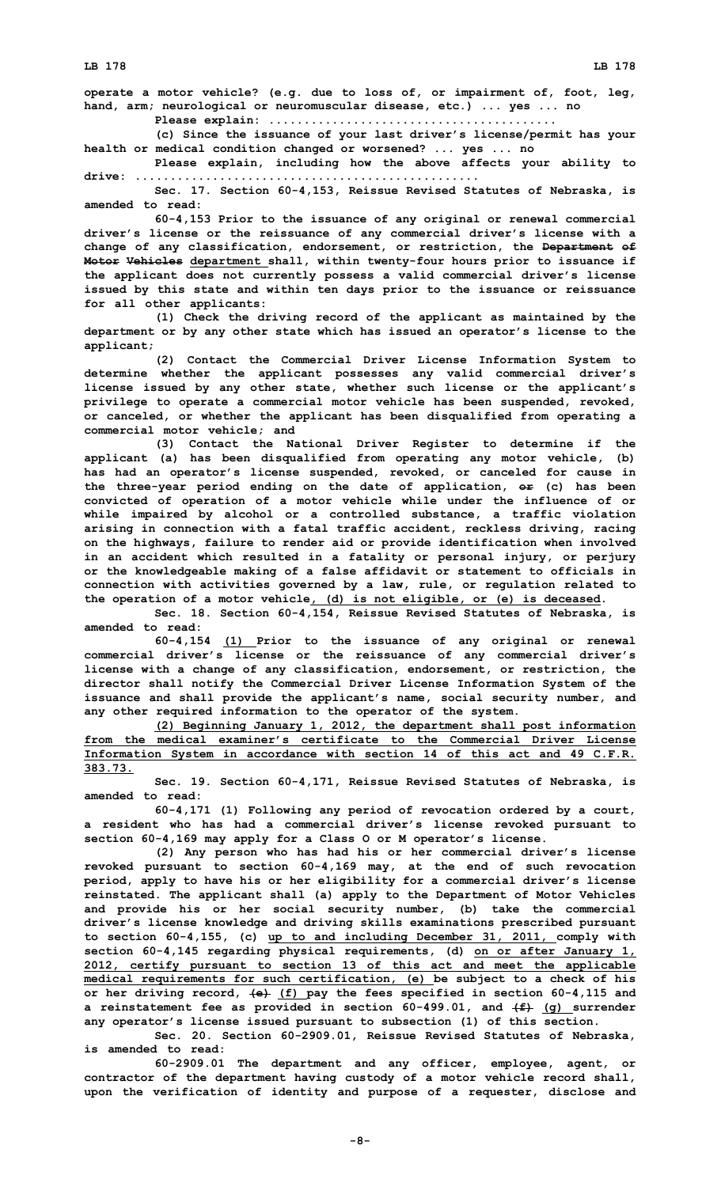**operate a motor vehicle? (e.g. due to loss of, or impairment of, foot, leg, hand, arm; neurological or neuromuscular disease, etc.) ... yes ... no**

**Please explain: ........................................**

**(c) Since the issuance of your last driver's license/permit has your health or medical condition changed or worsened? ... yes ... no**

**Please explain, including how the above affects your ability to drive: ..............................................**

**Sec. 17. Section 60-4,153, Reissue Revised Statutes of Nebraska, is amended to read:**

**60-4,153 Prior to the issuance of any original or renewal commercial driver's license or the reissuance of any commercial driver's license with a change of any classification, endorsement, or restriction, the ~~Department of Motor Vehicles~~ department shall, within twenty-four hours prior to issuance if the applicant does not currently possess a valid commercial driver's license issued by this state and within ten days prior to the issuance or reissuance for all other applicants:**

**(1) Check the driving record of the applicant as maintained by the department or by any other state which has issued an operator's license to the applicant;**

**(2) Contact the Commercial Driver License Information System to determine whether the applicant possesses any valid commercial driver's license issued by any other state, whether such license or the applicant's privilege to operate a commercial motor vehicle has been suspended, revoked, or canceled, or whether the applicant has been disqualified from operating a commercial motor vehicle; and**

**(3) Contact the National Driver Register to determine if the applicant (a) has been disqualified from operating any motor vehicle, (b) has had an operator's license suspended, revoked, or canceled for cause in the three-year period ending on the date of application, ~~or~~ (c) has been convicted of operation of a motor vehicle while under the influence of or while impaired by alcohol or a controlled substance, a traffic violation arising in connection with a fatal traffic accident, reckless driving, racing on the highways, failure to render aid or provide identification when involved in an accident which resulted in a fatality or personal injury, or perjury or the knowledgeable making of a false affidavit or statement to officials in connection with activities governed by a law, rule, or regulation related to the operation of a motor vehicle, (d) is not eligible, or (e) is deceased.**

**Sec. 18. Section 60-4,154, Reissue Revised Statutes of Nebraska, is amended to read:**

**60-4,154 (1) Prior to the issuance of any original or renewal commercial driver's license or the reissuance of any commercial driver's license with a change of any classification, endorsement, or restriction, the director shall notify the Commercial Driver License Information System of the issuance and shall provide the applicant's name, social security number, and any other required information to the operator of the system.**

**(2) Beginning January 1, 2012, the department shall post information from the medical examiner's certificate to the Commercial Driver License Information System in accordance with section 14 of this act and 49 C.F.R. 383.73.**

**Sec. 19. Section 60-4,171, Reissue Revised Statutes of Nebraska, is amended to read:**

**60-4,171 (1) Following any period of revocation ordered by a court, a resident who has had a commercial driver's license revoked pursuant to section 60-4,169 may apply for a Class O or M operator's license.**

**(2) Any person who has had his or her commercial driver's license revoked pursuant to section 60-4,169 may, at the end of such revocation period, apply to have his or her eligibility for a commercial driver's license reinstated. The applicant shall (a) apply to the Department of Motor Vehicles and provide his or her social security number, (b) take the commercial driver's license knowledge and driving skills examinations prescribed pursuant to section 60-4,155, (c) up to and including December 31, 2011, comply with section 60-4,145 regarding physical requirements, (d) on or after January 1, 2012, certify pursuant to section 13 of this act and meet the applicable medical requirements for such certification, (e) be subject to a check of his or her driving record, ~~(e)~~ (f) pay the fees specified in section 60-4,115 and a reinstatement fee as provided in section 60-499.01, and ~~(f)~~ (g) surrender any operator's license issued pursuant to subsection (1) of this section.**

**Sec. 20. Section 60-2909.01, Reissue Revised Statutes of Nebraska, is amended to read:**

**60-2909.01 The department and any officer, employee, agent, or contractor of the department having custody of a motor vehicle record shall, upon the verification of identity and purpose of a requester, disclose and**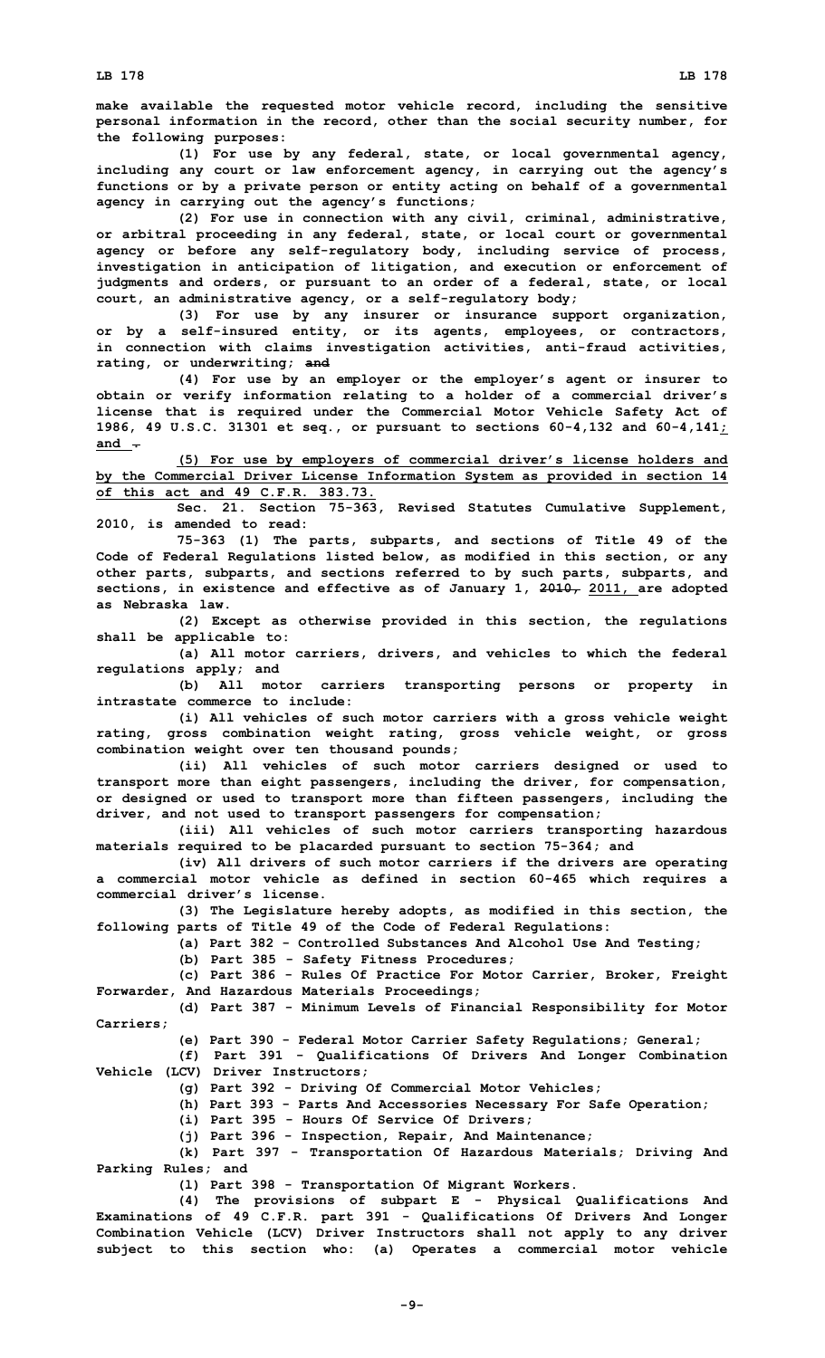make available the requested motor vehicle record, including the sensitive personal information in the record, other than the social security number, for the following purposes:

(1) For use by any federal, state, or local governmental agency, including any court or law enforcement agency, in carrying out the agency's functions or by a private person or entity acting on behalf of a governmental agency in carrying out the agency's functions;

(2) For use in connection with any civil, criminal, administrative, or arbitral proceeding in any federal, state, or local court or governmental agency or before any self-regulatory body, including service of process, investigation in anticipation of litigation, and execution or enforcement of judgments and orders, or pursuant to an order of a federal, state, or local court, an administrative agency, or a self-regulatory body;

(3) For use by any insurer or insurance support organization, or by a self-insured entity, or its agents, employees, or contractors, in connection with claims investigation activities, anti-fraud activities, rating, or underwriting; ~~and~~

(4) For use by an employer or the employer's agent or insurer to obtain or verify information relating to a holder of a commercial driver's license that is required under the Commercial Motor Vehicle Safety Act of 1986, 49 U.S.C. 31301 et seq., or pursuant to sections 60-4,132 and 60-4,141; and ~~.~~

(5) For use by employers of commercial driver's license holders and by the Commercial Driver License Information System as provided in section 14 of this act and 49 C.F.R. 383.73.

Sec. 21. Section 75-363, Revised Statutes Cumulative Supplement, 2010, is amended to read:

75-363 (1) The parts, subparts, and sections of Title 49 of the Code of Federal Regulations listed below, as modified in this section, or any other parts, subparts, and sections referred to by such parts, subparts, and sections, in existence and effective as of January 1, ~~2010,~~ 2011, are adopted as Nebraska law.

(2) Except as otherwise provided in this section, the regulations shall be applicable to:

(a) All motor carriers, drivers, and vehicles to which the federal regulations apply; and

(b) All motor carriers transporting persons or property in intrastate commerce to include:

(i) All vehicles of such motor carriers with a gross vehicle weight rating, gross combination weight rating, gross vehicle weight, or gross combination weight over ten thousand pounds;

(ii) All vehicles of such motor carriers designed or used to transport more than eight passengers, including the driver, for compensation, or designed or used to transport more than fifteen passengers, including the driver, and not used to transport passengers for compensation;

(iii) All vehicles of such motor carriers transporting hazardous materials required to be placarded pursuant to section 75-364; and

(iv) All drivers of such motor carriers if the drivers are operating a commercial motor vehicle as defined in section 60-465 which requires a commercial driver's license.

(3) The Legislature hereby adopts, as modified in this section, the following parts of Title 49 of the Code of Federal Regulations:

(a) Part 382 - Controlled Substances And Alcohol Use And Testing;

(b) Part 385 - Safety Fitness Procedures;

(c) Part 386 - Rules Of Practice For Motor Carrier, Broker, Freight Forwarder, And Hazardous Materials Proceedings;

(d) Part 387 - Minimum Levels of Financial Responsibility for Motor Carriers;

(e) Part 390 - Federal Motor Carrier Safety Regulations; General;

(f) Part 391 - Qualifications Of Drivers And Longer Combination Vehicle (LCV) Driver Instructors;

(g) Part 392 - Driving Of Commercial Motor Vehicles;

(h) Part 393 - Parts And Accessories Necessary For Safe Operation;

(i) Part 395 - Hours Of Service Of Drivers;

(j) Part 396 - Inspection, Repair, And Maintenance;

(k) Part 397 - Transportation Of Hazardous Materials; Driving And Parking Rules; and

(l) Part 398 - Transportation Of Migrant Workers.

(4) The provisions of subpart E - Physical Qualifications And Examinations of 49 C.F.R. part 391 - Qualifications Of Drivers And Longer Combination Vehicle (LCV) Driver Instructors shall not apply to any driver subject to this section who: (a) Operates a commercial motor vehicle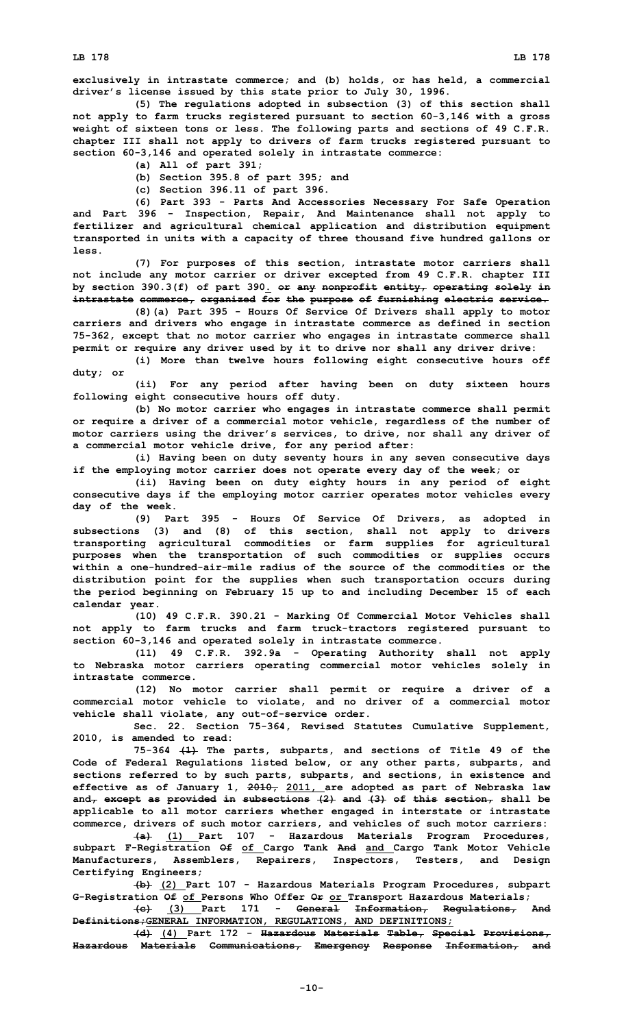exclusively in intrastate commerce; and (b) holds, or has held, a commercial driver's license issued by this state prior to July 30, 1996.

(5) The regulations adopted in subsection (3) of this section shall not apply to farm trucks registered pursuant to section 60-3,146 with a gross weight of sixteen tons or less. The following parts and sections of 49 C.F.R. chapter III shall not apply to drivers of farm trucks registered pursuant to section 60-3,146 and operated solely in intrastate commerce:

(a) All of part 391;

(b) Section 395.8 of part 395; and

(c) Section 396.11 of part 396.

(6) Part 393 - Parts And Accessories Necessary For Safe Operation and Part 396 - Inspection, Repair, And Maintenance shall not apply to fertilizer and agricultural chemical application and distribution equipment transported in units with a capacity of three thousand five hundred gallons or less.

(7) For purposes of this section, intrastate motor carriers shall not include any motor carrier or driver excepted from 49 C.F.R. chapter III by section 390.3(f) of part 390. ~~or any nonprofit entity, operating solely in intrastate commerce, organized for the purpose of furnishing electric service.~~

(8)(a) Part 395 - Hours Of Service Of Drivers shall apply to motor carriers and drivers who engage in intrastate commerce as defined in section 75-362, except that no motor carrier who engages in intrastate commerce shall permit or require any driver used by it to drive nor shall any driver drive:

(i) More than twelve hours following eight consecutive hours off duty; or

(ii) For any period after having been on duty sixteen hours following eight consecutive hours off duty.

(b) No motor carrier who engages in intrastate commerce shall permit or require a driver of a commercial motor vehicle, regardless of the number of motor carriers using the driver's services, to drive, nor shall any driver of a commercial motor vehicle drive, for any period after:

(i) Having been on duty seventy hours in any seven consecutive days if the employing motor carrier does not operate every day of the week; or

(ii) Having been on duty eighty hours in any period of eight consecutive days if the employing motor carrier operates motor vehicles every day of the week.

(9) Part 395 - Hours Of Service Of Drivers, as adopted in subsections (3) and (8) of this section, shall not apply to drivers transporting agricultural commodities or farm supplies for agricultural purposes when the transportation of such commodities or supplies occurs within a one-hundred-air-mile radius of the source of the commodities or the distribution point for the supplies when such transportation occurs during the period beginning on February 15 up to and including December 15 of each calendar year.

(10) 49 C.F.R. 390.21 - Marking Of Commercial Motor Vehicles shall not apply to farm trucks and farm truck-tractors registered pursuant to section 60-3,146 and operated solely in intrastate commerce.

(11) 49 C.F.R. 392.9a - Operating Authority shall not apply to Nebraska motor carriers operating commercial motor vehicles solely in intrastate commerce.

(12) No motor carrier shall permit or require a driver of a commercial motor vehicle to violate, and no driver of a commercial motor vehicle shall violate, any out-of-service order.

Sec. 22. Section 75-364, Revised Statutes Cumulative Supplement, 2010, is amended to read:

75-364 ~~(1)~~ The parts, subparts, and sections of Title 49 of the Code of Federal Regulations listed below, or any other parts, subparts, and sections referred to by such parts, subparts, and sections, in existence and effective as of January 1, ~~2010,~~ 2011, are adopted as part of Nebraska law and~~, except as provided in subsections (2) and (3) of this section,~~ shall be applicable to all motor carriers whether engaged in interstate or intrastate commerce, drivers of such motor carriers, and vehicles of such motor carriers:

~~(a)~~ (1) Part 107 - Hazardous Materials Program Procedures, subpart F-Registration ~~Of~~ of Cargo Tank ~~And~~ and Cargo Tank Motor Vehicle Manufacturers, Assemblers, Repairers, Inspectors, Testers, and Design Certifying Engineers;

~~(b)~~ (2) Part 107 - Hazardous Materials Program Procedures, subpart G-Registration ~~Of~~ of Persons Who Offer ~~Or~~ or Transport Hazardous Materials;

~~(c)~~ (3) Part 171 - ~~General Information, Regulations, And Definitions;~~GENERAL INFORMATION, REGULATIONS, AND DEFINITIONS;

~~(d)~~ (4) Part 172 - ~~Hazardous Materials Table, Special Provisions, Hazardous Materials Communications, Emergency Response Information, and~~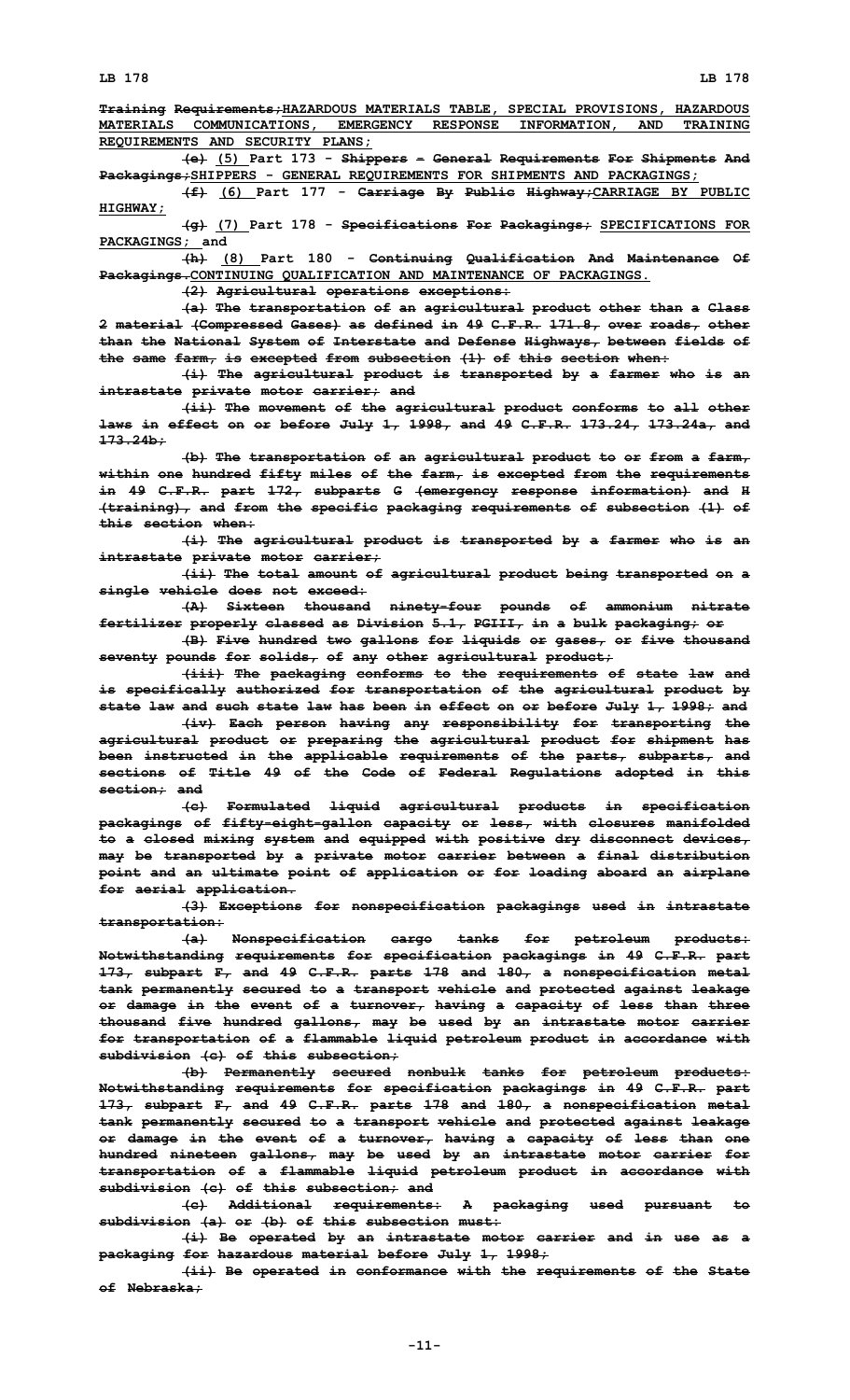~~Training Requirements;~~HAZARDOUS MATERIALS TABLE, SPECIAL PROVISIONS, HAZARDOUS MATERIALS COMMUNICATIONS, EMERGENCY RESPONSE INFORMATION, AND TRAINING REQUIREMENTS AND SECURITY PLANS;

~~(e)~~ (5) Part 173 - ~~Shippers - General Requirements For Shipments And Packagings;~~SHIPPERS - GENERAL REQUIREMENTS FOR SHIPMENTS AND PACKAGINGS;

~~(f)~~ (6) Part 177 - ~~Carriage By Public Highway;~~CARRIAGE BY PUBLIC HIGHWAY;

~~(g)~~ (7) Part 178 - ~~Specifications For Packagings;~~ SPECIFICATIONS FOR PACKAGINGS; and

~~(h)~~ (8) Part 180 - ~~Continuing Qualification And Maintenance Of Packagings.~~CONTINUING QUALIFICATION AND MAINTENANCE OF PACKAGINGS.

~~(2) Agricultural operations exceptions:~~

~~(a) The transportation of an agricultural product other than a Class 2 material (Compressed Gases) as defined in 49 C.F.R. 171.8, over roads, other than the National System of Interstate and Defense Highways, between fields of the same farm, is excepted from subsection (1) of this section when:~~

~~(i) The agricultural product is transported by a farmer who is an intrastate private motor carrier; and~~

~~(ii) The movement of the agricultural product conforms to all other laws in effect on or before July 1, 1998, and 49 C.F.R. 173.24, 173.24a, and 173.24b;~~

~~(b) The transportation of an agricultural product to or from a farm, within one hundred fifty miles of the farm, is excepted from the requirements in 49 C.F.R. part 172, subparts G (emergency response information) and H (training), and from the specific packaging requirements of subsection (1) of this section when:~~

~~(i) The agricultural product is transported by a farmer who is an intrastate private motor carrier;~~

~~(ii) The total amount of agricultural product being transported on a single vehicle does not exceed:~~

~~(A) Sixteen thousand ninety-four pounds of ammonium nitrate fertilizer properly classed as Division 5.1, PGIII, in a bulk packaging; or~~

~~(B) Five hundred two gallons for liquids or gases, or five thousand seventy pounds for solids, of any other agricultural product;~~

~~(iii) The packaging conforms to the requirements of state law and is specifically authorized for transportation of the agricultural product by state law and such state law has been in effect on or before July 1, 1998; and~~

~~(iv) Each person having any responsibility for transporting the agricultural product or preparing the agricultural product for shipment has been instructed in the applicable requirements of the parts, subparts, and sections of Title 49 of the Code of Federal Regulations adopted in this section; and~~

~~(c) Formulated liquid agricultural products in specification packagings of fifty-eight-gallon capacity or less, with closures manifolded to a closed mixing system and equipped with positive dry disconnect devices, may be transported by a private motor carrier between a final distribution point and an ultimate point of application or for loading aboard an airplane for aerial application.~~

~~(3) Exceptions for nonspecification packagings used in intrastate transportation:~~

~~(a) Nonspecification cargo tanks for petroleum products: Notwithstanding requirements for specification packagings in 49 C.F.R. part 173, subpart F, and 49 C.F.R. parts 178 and 180, a nonspecification metal tank permanently secured to a transport vehicle and protected against leakage or damage in the event of a turnover, having a capacity of less than three thousand five hundred gallons, may be used by an intrastate motor carrier for transportation of a flammable liquid petroleum product in accordance with subdivision (c) of this subsection;~~

~~(b) Permanently secured nonbulk tanks for petroleum products: Notwithstanding requirements for specification packagings in 49 C.F.R. part 173, subpart F, and 49 C.F.R. parts 178 and 180, a nonspecification metal tank permanently secured to a transport vehicle and protected against leakage or damage in the event of a turnover, having a capacity of less than one hundred nineteen gallons, may be used by an intrastate motor carrier for transportation of a flammable liquid petroleum product in accordance with subdivision (c) of this subsection; and~~

~~(c) Additional requirements: A packaging used pursuant to subdivision (a) or (b) of this subsection must:~~

~~(i) Be operated by an intrastate motor carrier and in use as a packaging for hazardous material before July 1, 1998;~~

~~(ii) Be operated in conformance with the requirements of the State of Nebraska;~~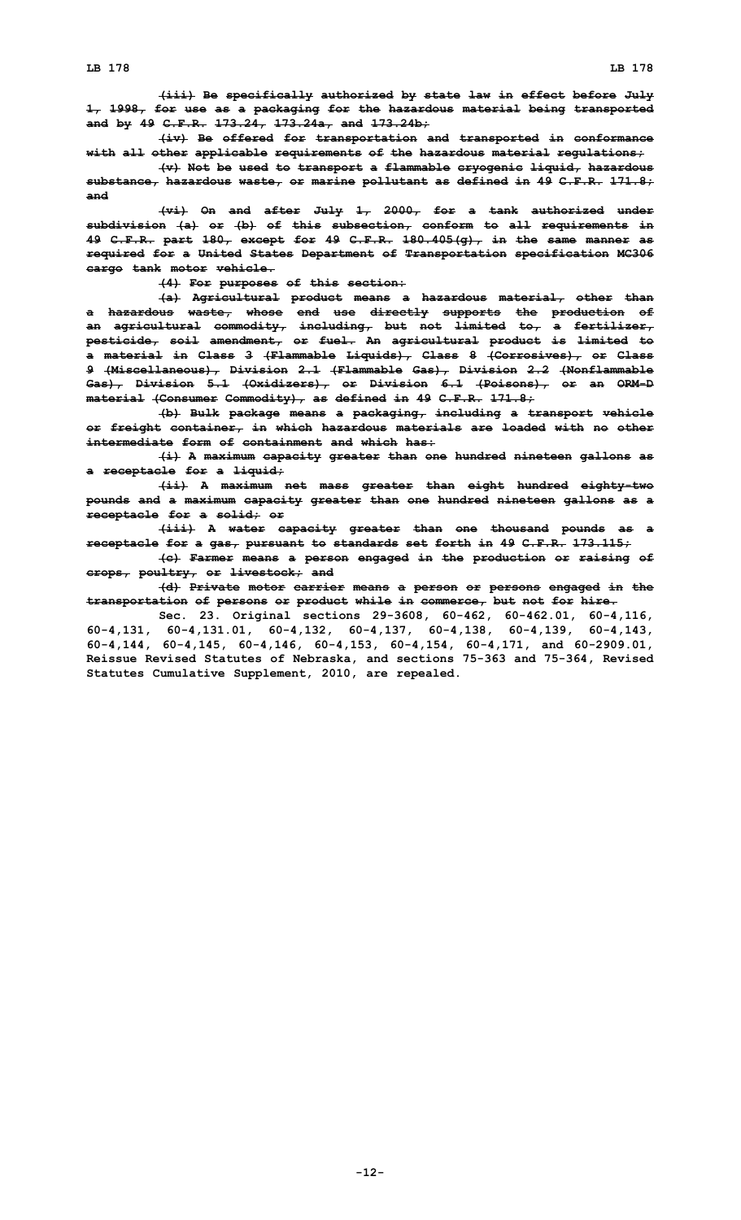~~(iii) Be specifically authorized by state law in effect before July 1, 1998, for use as a packaging for the hazardous material being transported and by 49 C.F.R. 173.24, 173.24a, and 173.24b;~~

~~(iv) Be offered for transportation and transported in conformance with all other applicable requirements of the hazardous material regulations;~~

~~(v) Not be used to transport a flammable cryogenic liquid, hazardous substance, hazardous waste, or marine pollutant as defined in 49 C.F.R. 171.8; and~~

~~(vi) On and after July 1, 2000, for a tank authorized under subdivision (a) or (b) of this subsection, conform to all requirements in 49 C.F.R. part 180, except for 49 C.F.R. 180.405(g), in the same manner as required for a United States Department of Transportation specification MC306 cargo tank motor vehicle.~~

~~(4) For purposes of this section:~~

~~(a) Agricultural product means a hazardous material, other than a hazardous waste, whose end use directly supports the production of an agricultural commodity, including, but not limited to, a fertilizer, pesticide, soil amendment, or fuel. An agricultural product is limited to a material in Class 3 (Flammable Liquids), Class 8 (Corrosives), or Class 9 (Miscellaneous), Division 2.1 (Flammable Gas), Division 2.2 (Nonflammable Gas), Division 5.1 (Oxidizers), or Division 6.1 (Poisons), or an ORM-D material (Consumer Commodity), as defined in 49 C.F.R. 171.8;~~

~~(b) Bulk package means a packaging, including a transport vehicle or freight container, in which hazardous materials are loaded with no other intermediate form of containment and which has:~~

~~(i) A maximum capacity greater than one hundred nineteen gallons as a receptacle for a liquid;~~

~~(ii) A maximum net mass greater than eight hundred eighty-two pounds and a maximum capacity greater than one hundred nineteen gallons as a receptacle for a solid; or~~

~~(iii) A water capacity greater than one thousand pounds as a receptacle for a gas, pursuant to standards set forth in 49 C.F.R. 173.115;~~

~~(c) Farmer means a person engaged in the production or raising of crops, poultry, or livestock; and~~

~~(d) Private motor carrier means a person or persons engaged in the transportation of persons or product while in commerce, but not for hire.~~

Sec. 23. Original sections 29-3608, 60-462, 60-462.01, 60-4,116, 60-4,131, 60-4,131.01, 60-4,132, 60-4,137, 60-4,138, 60-4,139, 60-4,143, 60-4,144, 60-4,145, 60-4,146, 60-4,153, 60-4,154, 60-4,171, and 60-2909.01, Reissue Revised Statutes of Nebraska, and sections 75-363 and 75-364, Revised Statutes Cumulative Supplement, 2010, are repealed.